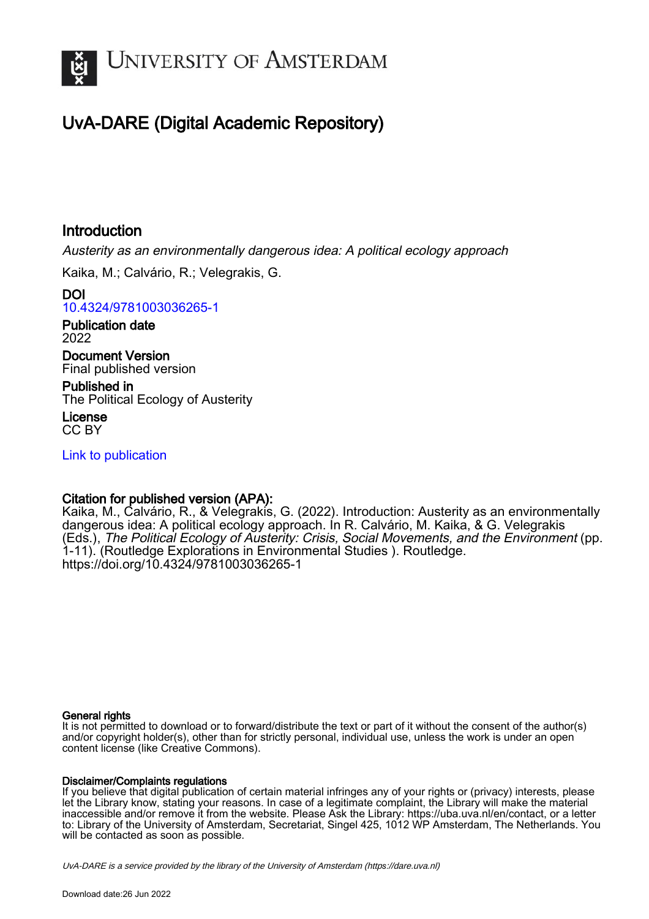# UNIVERSITY OF AMSTERDAM

## UvA-DARE (Digital Academic Repository)

### Introduction

*Austerity as an environmentally dangerous idea: A political ecology approach*

Kaika, M.; Calvário, R.; Velegrakis, G.

**DOI**
10.4324/9781003036265-1

**Publication date**
2022

**Document Version**
Final published version

**Published in**
The Political Ecology of Austerity

**License**
CC BY

Link to publication

**Citation for published version (APA):**
Kaika, M., Calvário, R., & Velegrakis, G. (2022). Introduction: Austerity as an environmentally dangerous idea: A political ecology approach. In R. Calvário, M. Kaika, & G. Velegrakis (Eds.), *The Political Ecology of Austerity: Crisis, Social Movements, and the Environment* (pp. 1-11). (Routledge Explorations in Environmental Studies ). Routledge. https://doi.org/10.4324/9781003036265-1

**General rights**
It is not permitted to download or to forward/distribute the text or part of it without the consent of the author(s) and/or copyright holder(s), other than for strictly personal, individual use, unless the work is under an open content license (like Creative Commons).

**Disclaimer/Complaints regulations**
If you believe that digital publication of certain material infringes any of your rights or (privacy) interests, please let the Library know, stating your reasons. In case of a legitimate complaint, the Library will make the material inaccessible and/or remove it from the website. Please Ask the Library: https://uba.uva.nl/en/contact, or a letter to: Library of the University of Amsterdam, Secretariat, Singel 425, 1012 WP Amsterdam, The Netherlands. You will be contacted as soon as possible.

*UvA-DARE is a service provided by the library of the University of Amsterdam (https://dare.uva.nl)*

Download date:26 Jun 2022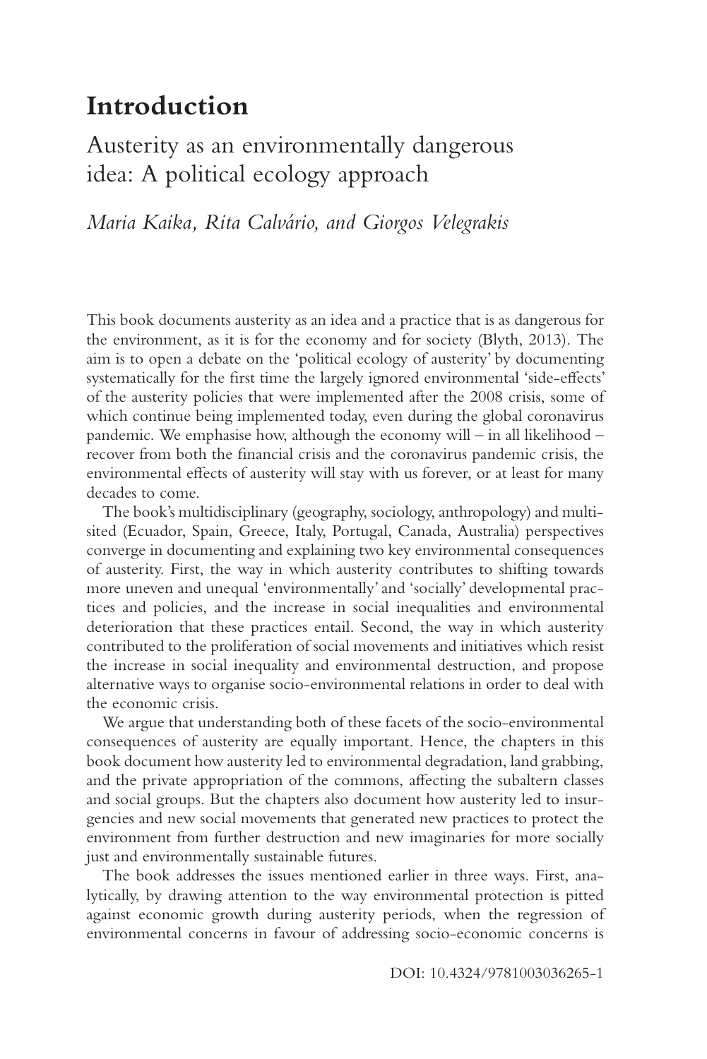# Introduction

## Austerity as an environmentally dangerous idea: A political ecology approach

*Maria Kaika, Rita Calvário, and Giorgos Velegrakis*

This book documents austerity as an idea and a practice that is as dangerous for the environment, as it is for the economy and for society (Blyth, 2013). The aim is to open a debate on the 'political ecology of austerity' by documenting systematically for the first time the largely ignored environmental 'side-effects' of the austerity policies that were implemented after the 2008 crisis, some of which continue being implemented today, even during the global coronavirus pandemic. We emphasise how, although the economy will – in all likelihood – recover from both the financial crisis and the coronavirus pandemic crisis, the environmental effects of austerity will stay with us forever, or at least for many decades to come.

The book's multidisciplinary (geography, sociology, anthropology) and multi-sited (Ecuador, Spain, Greece, Italy, Portugal, Canada, Australia) perspectives converge in documenting and explaining two key environmental consequences of austerity. First, the way in which austerity contributes to shifting towards more uneven and unequal 'environmentally' and 'socially' developmental practices and policies, and the increase in social inequalities and environmental deterioration that these practices entail. Second, the way in which austerity contributed to the proliferation of social movements and initiatives which resist the increase in social inequality and environmental destruction, and propose alternative ways to organise socio-environmental relations in order to deal with the economic crisis.

We argue that understanding both of these facets of the socio-environmental consequences of austerity are equally important. Hence, the chapters in this book document how austerity led to environmental degradation, land grabbing, and the private appropriation of the commons, affecting the subaltern classes and social groups. But the chapters also document how austerity led to insurgencies and new social movements that generated new practices to protect the environment from further destruction and new imaginaries for more socially just and environmentally sustainable futures.

The book addresses the issues mentioned earlier in three ways. First, analytically, by drawing attention to the way environmental protection is pitted against economic growth during austerity periods, when the regression of environmental concerns in favour of addressing socio-economic concerns is

DOI: 10.4324/9781003036265-1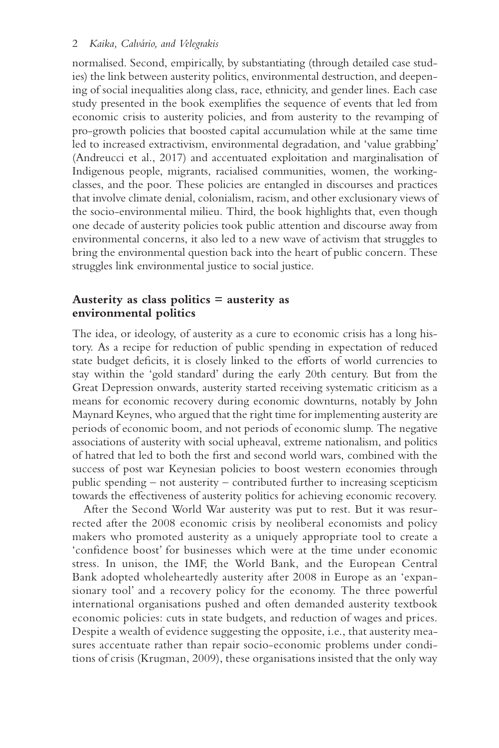normalised. Second, empirically, by substantiating (through detailed case studies) the link between austerity politics, environmental destruction, and deepening of social inequalities along class, race, ethnicity, and gender lines. Each case study presented in the book exemplifies the sequence of events that led from economic crisis to austerity policies, and from austerity to the revamping of pro-growth policies that boosted capital accumulation while at the same time led to increased extractivism, environmental degradation, and 'value grabbing' (Andreucci et al., 2017) and accentuated exploitation and marginalisation of Indigenous people, migrants, racialised communities, women, the working-classes, and the poor. These policies are entangled in discourses and practices that involve climate denial, colonialism, racism, and other exclusionary views of the socio-environmental milieu. Third, the book highlights that, even though one decade of austerity policies took public attention and discourse away from environmental concerns, it also led to a new wave of activism that struggles to bring the environmental question back into the heart of public concern. These struggles link environmental justice to social justice.

## Austerity as class politics = austerity as environmental politics

The idea, or ideology, of austerity as a cure to economic crisis has a long history. As a recipe for reduction of public spending in expectation of reduced state budget deficits, it is closely linked to the efforts of world currencies to stay within the 'gold standard' during the early 20th century. But from the Great Depression onwards, austerity started receiving systematic criticism as a means for economic recovery during economic downturns, notably by John Maynard Keynes, who argued that the right time for implementing austerity are periods of economic boom, and not periods of economic slump. The negative associations of austerity with social upheaval, extreme nationalism, and politics of hatred that led to both the first and second world wars, combined with the success of post war Keynesian policies to boost western economies through public spending – not austerity – contributed further to increasing scepticism towards the effectiveness of austerity politics for achieving economic recovery.

After the Second World War austerity was put to rest. But it was resurrected after the 2008 economic crisis by neoliberal economists and policy makers who promoted austerity as a uniquely appropriate tool to create a 'confidence boost' for businesses which were at the time under economic stress. In unison, the IMF, the World Bank, and the European Central Bank adopted wholeheartedly austerity after 2008 in Europe as an 'expansionary tool' and a recovery policy for the economy. The three powerful international organisations pushed and often demanded austerity textbook economic policies: cuts in state budgets, and reduction of wages and prices. Despite a wealth of evidence suggesting the opposite, i.e., that austerity measures accentuate rather than repair socio-economic problems under conditions of crisis (Krugman, 2009), these organisations insisted that the only way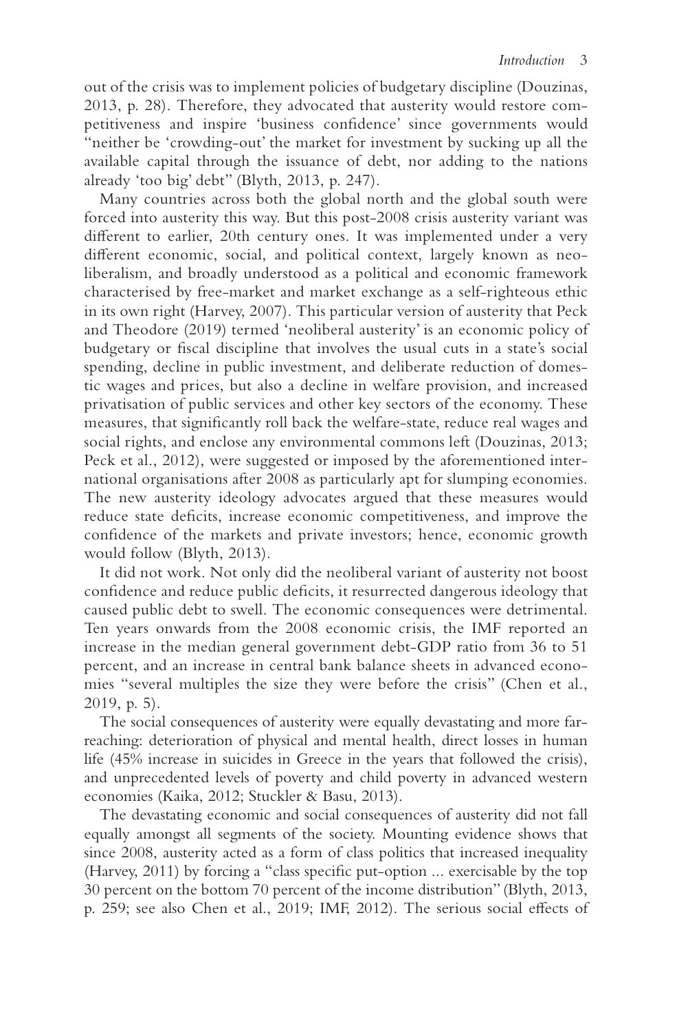out of the crisis was to implement policies of budgetary discipline (Douzinas, 2013, p. 28). Therefore, they advocated that austerity would restore competitiveness and inspire 'business confidence' since governments would "neither be 'crowding-out' the market for investment by sucking up all the available capital through the issuance of debt, nor adding to the nations already 'too big' debt" (Blyth, 2013, p. 247).

Many countries across both the global north and the global south were forced into austerity this way. But this post-2008 crisis austerity variant was different to earlier, 20th century ones. It was implemented under a very different economic, social, and political context, largely known as neoliberalism, and broadly understood as a political and economic framework characterised by free-market and market exchange as a self-righteous ethic in its own right (Harvey, 2007). This particular version of austerity that Peck and Theodore (2019) termed 'neoliberal austerity' is an economic policy of budgetary or fiscal discipline that involves the usual cuts in a state's social spending, decline in public investment, and deliberate reduction of domestic wages and prices, but also a decline in welfare provision, and increased privatisation of public services and other key sectors of the economy. These measures, that significantly roll back the welfare-state, reduce real wages and social rights, and enclose any environmental commons left (Douzinas, 2013; Peck et al., 2012), were suggested or imposed by the aforementioned international organisations after 2008 as particularly apt for slumping economies. The new austerity ideology advocates argued that these measures would reduce state deficits, increase economic competitiveness, and improve the confidence of the markets and private investors; hence, economic growth would follow (Blyth, 2013).

It did not work. Not only did the neoliberal variant of austerity not boost confidence and reduce public deficits, it resurrected dangerous ideology that caused public debt to swell. The economic consequences were detrimental. Ten years onwards from the 2008 economic crisis, the IMF reported an increase in the median general government debt-GDP ratio from 36 to 51 percent, and an increase in central bank balance sheets in advanced economies "several multiples the size they were before the crisis" (Chen et al., 2019, p. 5).

The social consequences of austerity were equally devastating and more far-reaching: deterioration of physical and mental health, direct losses in human life (45% increase in suicides in Greece in the years that followed the crisis), and unprecedented levels of poverty and child poverty in advanced western economies (Kaika, 2012; Stuckler & Basu, 2013).

The devastating economic and social consequences of austerity did not fall equally amongst all segments of the society. Mounting evidence shows that since 2008, austerity acted as a form of class politics that increased inequality (Harvey, 2011) by forcing a "class specific put-option ... exercisable by the top 30 percent on the bottom 70 percent of the income distribution" (Blyth, 2013, p. 259; see also Chen et al., 2019; IMF, 2012). The serious social effects of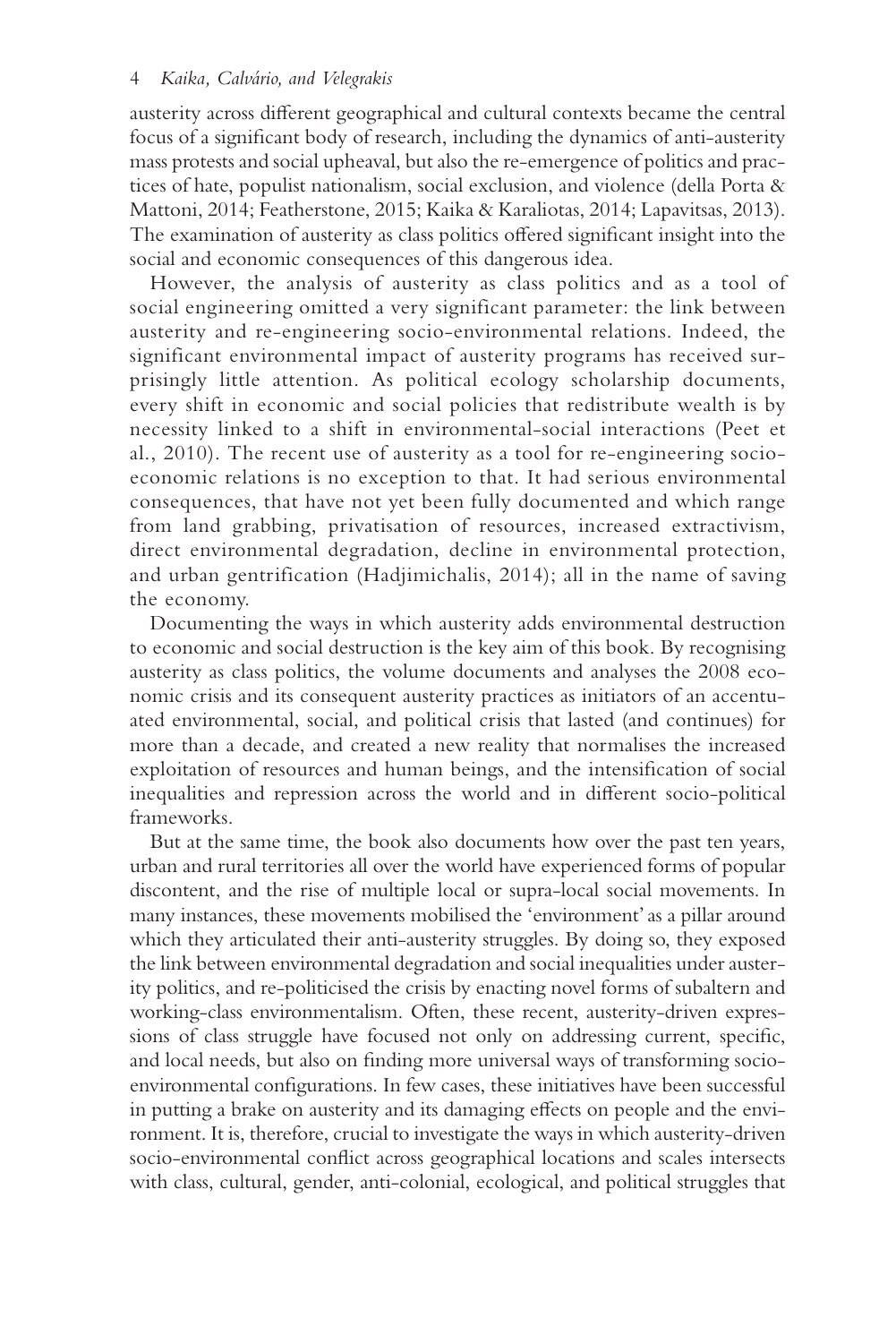austerity across different geographical and cultural contexts became the central focus of a significant body of research, including the dynamics of anti-austerity mass protests and social upheaval, but also the re-emergence of politics and practices of hate, populist nationalism, social exclusion, and violence (della Porta & Mattoni, 2014; Featherstone, 2015; Kaika & Karaliotas, 2014; Lapavitsas, 2013). The examination of austerity as class politics offered significant insight into the social and economic consequences of this dangerous idea.

However, the analysis of austerity as class politics and as a tool of social engineering omitted a very significant parameter: the link between austerity and re-engineering socio-environmental relations. Indeed, the significant environmental impact of austerity programs has received surprisingly little attention. As political ecology scholarship documents, every shift in economic and social policies that redistribute wealth is by necessity linked to a shift in environmental-social interactions (Peet et al., 2010). The recent use of austerity as a tool for re-engineering socio-economic relations is no exception to that. It had serious environmental consequences, that have not yet been fully documented and which range from land grabbing, privatisation of resources, increased extractivism, direct environmental degradation, decline in environmental protection, and urban gentrification (Hadjimichalis, 2014); all in the name of saving the economy.

Documenting the ways in which austerity adds environmental destruction to economic and social destruction is the key aim of this book. By recognising austerity as class politics, the volume documents and analyses the 2008 economic crisis and its consequent austerity practices as initiators of an accentuated environmental, social, and political crisis that lasted (and continues) for more than a decade, and created a new reality that normalises the increased exploitation of resources and human beings, and the intensification of social inequalities and repression across the world and in different socio-political frameworks.

But at the same time, the book also documents how over the past ten years, urban and rural territories all over the world have experienced forms of popular discontent, and the rise of multiple local or supra-local social movements. In many instances, these movements mobilised the 'environment' as a pillar around which they articulated their anti-austerity struggles. By doing so, they exposed the link between environmental degradation and social inequalities under austerity politics, and re-politicised the crisis by enacting novel forms of subaltern and working-class environmentalism. Often, these recent, austerity-driven expressions of class struggle have focused not only on addressing current, specific, and local needs, but also on finding more universal ways of transforming socio-environmental configurations. In few cases, these initiatives have been successful in putting a brake on austerity and its damaging effects on people and the environment. It is, therefore, crucial to investigate the ways in which austerity-driven socio-environmental conflict across geographical locations and scales intersects with class, cultural, gender, anti-colonial, ecological, and political struggles that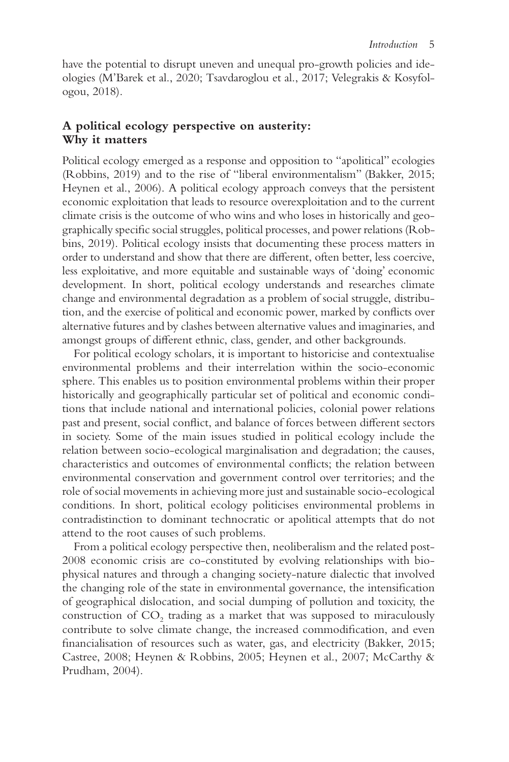have the potential to disrupt uneven and unequal pro-growth policies and ideologies (M'Barek et al., 2020; Tsavdaroglou et al., 2017; Velegrakis & Kosyfologou, 2018).

## A political ecology perspective on austerity: Why it matters

Political ecology emerged as a response and opposition to "apolitical" ecologies (Robbins, 2019) and to the rise of "liberal environmentalism" (Bakker, 2015; Heynen et al., 2006). A political ecology approach conveys that the persistent economic exploitation that leads to resource overexploitation and to the current climate crisis is the outcome of who wins and who loses in historically and geographically specific social struggles, political processes, and power relations (Robbins, 2019). Political ecology insists that documenting these process matters in order to understand and show that there are different, often better, less coercive, less exploitative, and more equitable and sustainable ways of 'doing' economic development. In short, political ecology understands and researches climate change and environmental degradation as a problem of social struggle, distribution, and the exercise of political and economic power, marked by conflicts over alternative futures and by clashes between alternative values and imaginaries, and amongst groups of different ethnic, class, gender, and other backgrounds.

For political ecology scholars, it is important to historicise and contextualise environmental problems and their interrelation within the socio-economic sphere. This enables us to position environmental problems within their proper historically and geographically particular set of political and economic conditions that include national and international policies, colonial power relations past and present, social conflict, and balance of forces between different sectors in society. Some of the main issues studied in political ecology include the relation between socio-ecological marginalisation and degradation; the causes, characteristics and outcomes of environmental conflicts; the relation between environmental conservation and government control over territories; and the role of social movements in achieving more just and sustainable socio-ecological conditions. In short, political ecology politicises environmental problems in contradistinction to dominant technocratic or apolitical attempts that do not attend to the root causes of such problems.

From a political ecology perspective then, neoliberalism and the related post-2008 economic crisis are co-constituted by evolving relationships with biophysical natures and through a changing society-nature dialectic that involved the changing role of the state in environmental governance, the intensification of geographical dislocation, and social dumping of pollution and toxicity, the construction of $CO_2$ trading as a market that was supposed to miraculously contribute to solve climate change, the increased commodification, and even financialisation of resources such as water, gas, and electricity (Bakker, 2015; Castree, 2008; Heynen & Robbins, 2005; Heynen et al., 2007; McCarthy & Prudham, 2004).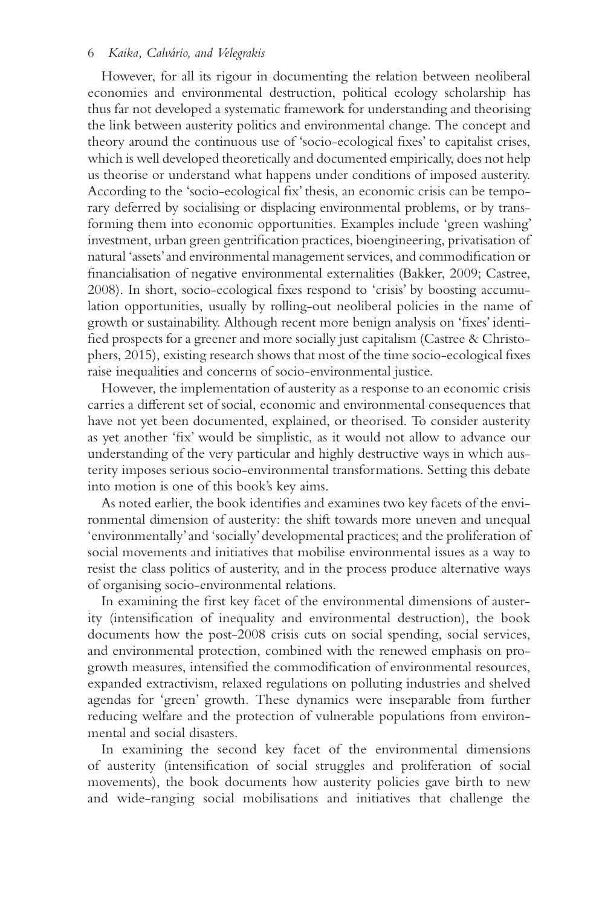However, for all its rigour in documenting the relation between neoliberal economies and environmental destruction, political ecology scholarship has thus far not developed a systematic framework for understanding and theorising the link between austerity politics and environmental change. The concept and theory around the continuous use of 'socio-ecological fixes' to capitalist crises, which is well developed theoretically and documented empirically, does not help us theorise or understand what happens under conditions of imposed austerity. According to the 'socio-ecological fix' thesis, an economic crisis can be temporary deferred by socialising or displacing environmental problems, or by transforming them into economic opportunities. Examples include 'green washing' investment, urban green gentrification practices, bioengineering, privatisation of natural 'assets' and environmental management services, and commodification or financialisation of negative environmental externalities (Bakker, 2009; Castree, 2008). In short, socio-ecological fixes respond to 'crisis' by boosting accumulation opportunities, usually by rolling-out neoliberal policies in the name of growth or sustainability. Although recent more benign analysis on 'fixes' identified prospects for a greener and more socially just capitalism (Castree & Christophers, 2015), existing research shows that most of the time socio-ecological fixes raise inequalities and concerns of socio-environmental justice.

However, the implementation of austerity as a response to an economic crisis carries a different set of social, economic and environmental consequences that have not yet been documented, explained, or theorised. To consider austerity as yet another 'fix' would be simplistic, as it would not allow to advance our understanding of the very particular and highly destructive ways in which austerity imposes serious socio-environmental transformations. Setting this debate into motion is one of this book's key aims.

As noted earlier, the book identifies and examines two key facets of the environmental dimension of austerity: the shift towards more uneven and unequal 'environmentally' and 'socially' developmental practices; and the proliferation of social movements and initiatives that mobilise environmental issues as a way to resist the class politics of austerity, and in the process produce alternative ways of organising socio-environmental relations.

In examining the first key facet of the environmental dimensions of austerity (intensification of inequality and environmental destruction), the book documents how the post-2008 crisis cuts on social spending, social services, and environmental protection, combined with the renewed emphasis on pro-growth measures, intensified the commodification of environmental resources, expanded extractivism, relaxed regulations on polluting industries and shelved agendas for 'green' growth. These dynamics were inseparable from further reducing welfare and the protection of vulnerable populations from environmental and social disasters.

In examining the second key facet of the environmental dimensions of austerity (intensification of social struggles and proliferation of social movements), the book documents how austerity policies gave birth to new and wide-ranging social mobilisations and initiatives that challenge the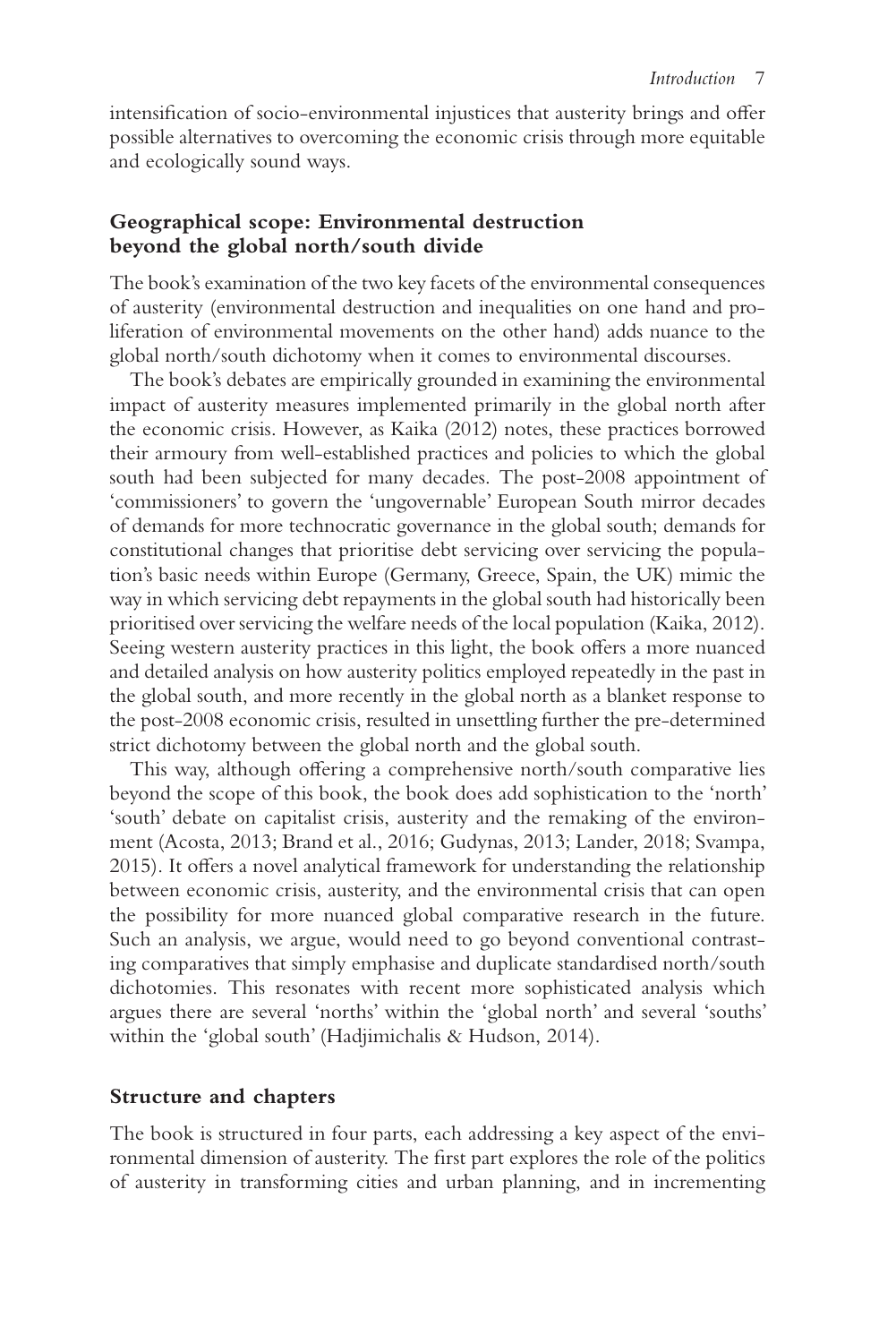intensification of socio-environmental injustices that austerity brings and offer possible alternatives to overcoming the economic crisis through more equitable and ecologically sound ways.

## Geographical scope: Environmental destruction beyond the global north/south divide

The book's examination of the two key facets of the environmental consequences of austerity (environmental destruction and inequalities on one hand and proliferation of environmental movements on the other hand) adds nuance to the global north/south dichotomy when it comes to environmental discourses.

The book's debates are empirically grounded in examining the environmental impact of austerity measures implemented primarily in the global north after the economic crisis. However, as Kaika (2012) notes, these practices borrowed their armoury from well-established practices and policies to which the global south had been subjected for many decades. The post-2008 appointment of 'commissioners' to govern the 'ungovernable' European South mirror decades of demands for more technocratic governance in the global south; demands for constitutional changes that prioritise debt servicing over servicing the population's basic needs within Europe (Germany, Greece, Spain, the UK) mimic the way in which servicing debt repayments in the global south had historically been prioritised over servicing the welfare needs of the local population (Kaika, 2012). Seeing western austerity practices in this light, the book offers a more nuanced and detailed analysis on how austerity politics employed repeatedly in the past in the global south, and more recently in the global north as a blanket response to the post-2008 economic crisis, resulted in unsettling further the pre-determined strict dichotomy between the global north and the global south.

This way, although offering a comprehensive north/south comparative lies beyond the scope of this book, the book does add sophistication to the 'north' 'south' debate on capitalist crisis, austerity and the remaking of the environment (Acosta, 2013; Brand et al., 2016; Gudynas, 2013; Lander, 2018; Svampa, 2015). It offers a novel analytical framework for understanding the relationship between economic crisis, austerity, and the environmental crisis that can open the possibility for more nuanced global comparative research in the future. Such an analysis, we argue, would need to go beyond conventional contrasting comparatives that simply emphasise and duplicate standardised north/south dichotomies. This resonates with recent more sophisticated analysis which argues there are several 'norths' within the 'global north' and several 'souths' within the 'global south' (Hadjimichalis & Hudson, 2014).

## Structure and chapters

The book is structured in four parts, each addressing a key aspect of the environmental dimension of austerity. The first part explores the role of the politics of austerity in transforming cities and urban planning, and in incrementing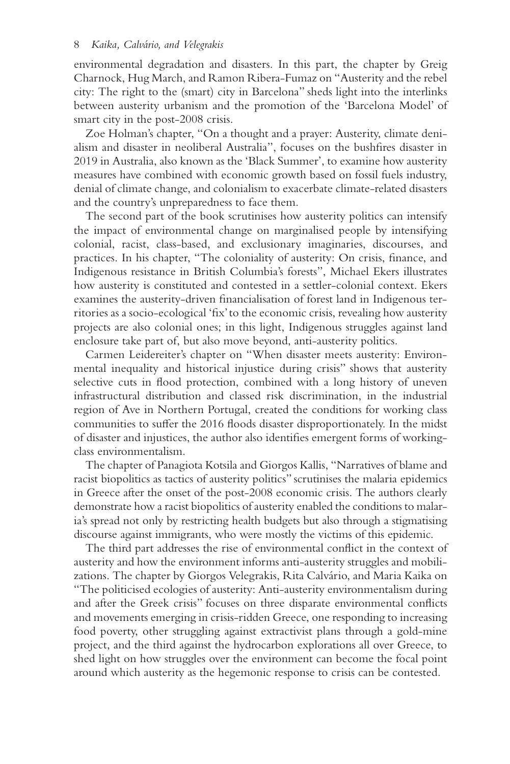environmental degradation and disasters. In this part, the chapter by Greig Charnock, Hug March, and Ramon Ribera-Fumaz on "Austerity and the rebel city: The right to the (smart) city in Barcelona" sheds light into the interlinks between austerity urbanism and the promotion of the 'Barcelona Model' of smart city in the post-2008 crisis.

Zoe Holman's chapter, "On a thought and a prayer: Austerity, climate denialism and disaster in neoliberal Australia", focuses on the bushfires disaster in 2019 in Australia, also known as the 'Black Summer', to examine how austerity measures have combined with economic growth based on fossil fuels industry, denial of climate change, and colonialism to exacerbate climate-related disasters and the country's unpreparedness to face them.

The second part of the book scrutinises how austerity politics can intensify the impact of environmental change on marginalised people by intensifying colonial, racist, class-based, and exclusionary imaginaries, discourses, and practices. In his chapter, "The coloniality of austerity: On crisis, finance, and Indigenous resistance in British Columbia's forests", Michael Ekers illustrates how austerity is constituted and contested in a settler-colonial context. Ekers examines the austerity-driven financialisation of forest land in Indigenous territories as a socio-ecological 'fix' to the economic crisis, revealing how austerity projects are also colonial ones; in this light, Indigenous struggles against land enclosure take part of, but also move beyond, anti-austerity politics.

Carmen Leidereiter's chapter on "When disaster meets austerity: Environmental inequality and historical injustice during crisis" shows that austerity selective cuts in flood protection, combined with a long history of uneven infrastructural distribution and classed risk discrimination, in the industrial region of Ave in Northern Portugal, created the conditions for working class communities to suffer the 2016 floods disaster disproportionately. In the midst of disaster and injustices, the author also identifies emergent forms of working-class environmentalism.

The chapter of Panagiota Kotsila and Giorgos Kallis, "Narratives of blame and racist biopolitics as tactics of austerity politics" scrutinises the malaria epidemics in Greece after the onset of the post-2008 economic crisis. The authors clearly demonstrate how a racist biopolitics of austerity enabled the conditions to malaria's spread not only by restricting health budgets but also through a stigmatising discourse against immigrants, who were mostly the victims of this epidemic.

The third part addresses the rise of environmental conflict in the context of austerity and how the environment informs anti-austerity struggles and mobilizations. The chapter by Giorgos Velegrakis, Rita Calvário, and Maria Kaika on "The politicised ecologies of austerity: Anti-austerity environmentalism during and after the Greek crisis" focuses on three disparate environmental conflicts and movements emerging in crisis-ridden Greece, one responding to increasing food poverty, other struggling against extractivist plans through a gold-mine project, and the third against the hydrocarbon explorations all over Greece, to shed light on how struggles over the environment can become the focal point around which austerity as the hegemonic response to crisis can be contested.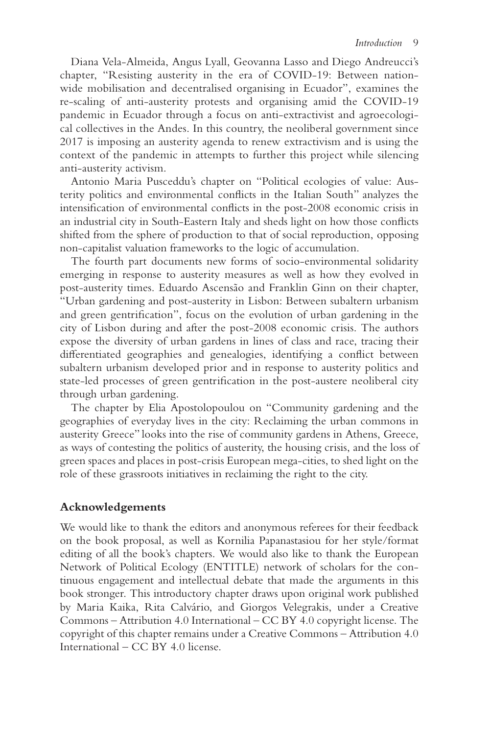Diana Vela-Almeida, Angus Lyall, Geovanna Lasso and Diego Andreucci's chapter, "Resisting austerity in the era of COVID-19: Between nationwide mobilisation and decentralised organising in Ecuador", examines the re-scaling of anti-austerity protests and organising amid the COVID-19 pandemic in Ecuador through a focus on anti-extractivist and agroecological collectives in the Andes. In this country, the neoliberal government since 2017 is imposing an austerity agenda to renew extractivism and is using the context of the pandemic in attempts to further this project while silencing anti-austerity activism.

Antonio Maria Pusceddu's chapter on "Political ecologies of value: Austerity politics and environmental conflicts in the Italian South" analyzes the intensification of environmental conflicts in the post-2008 economic crisis in an industrial city in South-Eastern Italy and sheds light on how those conflicts shifted from the sphere of production to that of social reproduction, opposing non-capitalist valuation frameworks to the logic of accumulation.

The fourth part documents new forms of socio-environmental solidarity emerging in response to austerity measures as well as how they evolved in post-austerity times. Eduardo Ascensão and Franklin Ginn on their chapter, "Urban gardening and post-austerity in Lisbon: Between subaltern urbanism and green gentrification", focus on the evolution of urban gardening in the city of Lisbon during and after the post-2008 economic crisis. The authors expose the diversity of urban gardens in lines of class and race, tracing their differentiated geographies and genealogies, identifying a conflict between subaltern urbanism developed prior and in response to austerity politics and state-led processes of green gentrification in the post-austere neoliberal city through urban gardening.

The chapter by Elia Apostolopoulou on "Community gardening and the geographies of everyday lives in the city: Reclaiming the urban commons in austerity Greece" looks into the rise of community gardens in Athens, Greece, as ways of contesting the politics of austerity, the housing crisis, and the loss of green spaces and places in post-crisis European mega-cities, to shed light on the role of these grassroots initiatives in reclaiming the right to the city.

## Acknowledgements

We would like to thank the editors and anonymous referees for their feedback on the book proposal, as well as Kornilia Papanastasiou for her style/format editing of all the book's chapters. We would also like to thank the European Network of Political Ecology (ENTITLE) network of scholars for the continuous engagement and intellectual debate that made the arguments in this book stronger. This introductory chapter draws upon original work published by Maria Kaika, Rita Calvário, and Giorgos Velegrakis, under a Creative Commons – Attribution 4.0 International – CC BY 4.0 copyright license. The copyright of this chapter remains under a Creative Commons – Attribution 4.0 International – CC BY 4.0 license.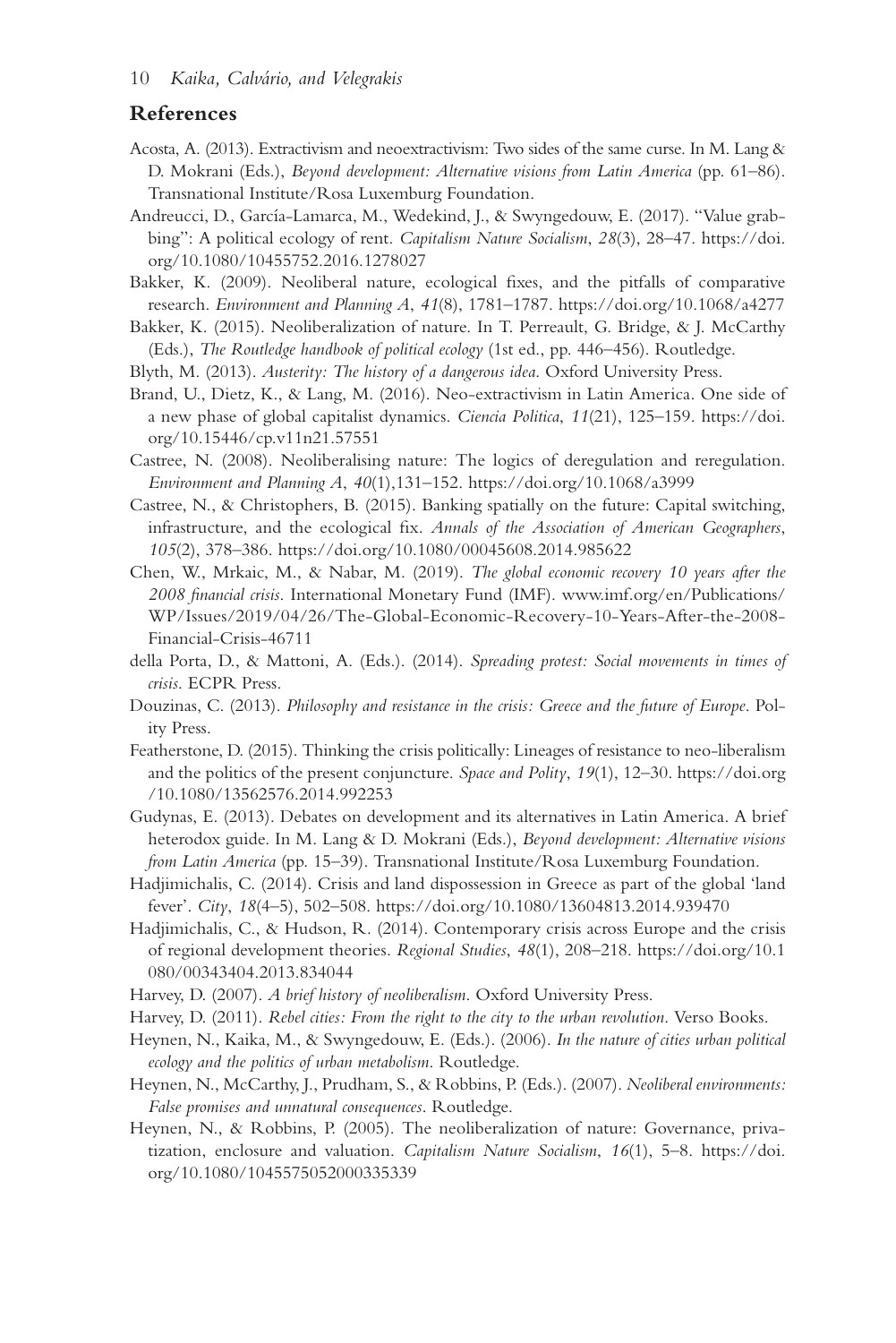## References

Acosta, A. (2013). Extractivism and neoextractivism: Two sides of the same curse. In M. Lang & D. Mokrani (Eds.), *Beyond development: Alternative visions from Latin America* (pp. 61–86). Transnational Institute/Rosa Luxemburg Foundation.

Andreucci, D., García-Lamarca, M., Wedekind, J., & Swyngedouw, E. (2017). "Value grabbing": A political ecology of rent. *Capitalism Nature Socialism*, *28*(3), 28–47. https://doi.org/10.1080/10455752.2016.1278027

Bakker, K. (2009). Neoliberal nature, ecological fixes, and the pitfalls of comparative research. *Environment and Planning A*, *41*(8), 1781–1787. https://doi.org/10.1068/a4277

Bakker, K. (2015). Neoliberalization of nature. In T. Perreault, G. Bridge, & J. McCarthy (Eds.), *The Routledge handbook of political ecology* (1st ed., pp. 446–456). Routledge.

Blyth, M. (2013). *Austerity: The history of a dangerous idea*. Oxford University Press.

Brand, U., Dietz, K., & Lang, M. (2016). Neo-extractivism in Latin America. One side of a new phase of global capitalist dynamics. *Ciencia Politica*, *11*(21), 125–159. https://doi.org/10.15446/cp.v11n21.57551

Castree, N. (2008). Neoliberalising nature: The logics of deregulation and reregulation. *Environment and Planning A*, *40*(1),131–152. https://doi.org/10.1068/a3999

Castree, N., & Christophers, B. (2015). Banking spatially on the future: Capital switching, infrastructure, and the ecological fix. *Annals of the Association of American Geographers*, *105*(2), 378–386. https://doi.org/10.1080/00045608.2014.985622

Chen, W., Mrkaic, M., & Nabar, M. (2019). *The global economic recovery 10 years after the 2008 financial crisis*. International Monetary Fund (IMF). www.imf.org/en/Publications/WP/Issues/2019/04/26/The-Global-Economic-Recovery-10-Years-After-the-2008-Financial-Crisis-46711

della Porta, D., & Mattoni, A. (Eds.). (2014). *Spreading protest: Social movements in times of crisis*. ECPR Press.

Douzinas, C. (2013). *Philosophy and resistance in the crisis: Greece and the future of Europe*. Polity Press.

Featherstone, D. (2015). Thinking the crisis politically: Lineages of resistance to neo-liberalism and the politics of the present conjuncture. *Space and Polity*, *19*(1), 12–30. https://doi.org/10.1080/13562576.2014.992253

Gudynas, E. (2013). Debates on development and its alternatives in Latin America. A brief heterodox guide. In M. Lang & D. Mokrani (Eds.), *Beyond development: Alternative visions from Latin America* (pp. 15–39). Transnational Institute/Rosa Luxemburg Foundation.

Hadjimichalis, C. (2014). Crisis and land dispossession in Greece as part of the global 'land fever'. *City*, *18*(4–5), 502–508. https://doi.org/10.1080/13604813.2014.939470

Hadjimichalis, C., & Hudson, R. (2014). Contemporary crisis across Europe and the crisis of regional development theories. *Regional Studies*, *48*(1), 208–218. https://doi.org/10.1080/00343404.2013.834044

Harvey, D. (2007). *A brief history of neoliberalism*. Oxford University Press.

Harvey, D. (2011). *Rebel cities: From the right to the city to the urban revolution*. Verso Books.

Heynen, N., Kaika, M., & Swyngedouw, E. (Eds.). (2006). *In the nature of cities urban political ecology and the politics of urban metabolism*. Routledge.

Heynen, N., McCarthy, J., Prudham, S., & Robbins, P. (Eds.). (2007). *Neoliberal environments: False promises and unnatural consequences*. Routledge.

Heynen, N., & Robbins, P. (2005). The neoliberalization of nature: Governance, privatization, enclosure and valuation. *Capitalism Nature Socialism*, *16*(1), 5–8. https://doi.org/10.1080/1045575052000335339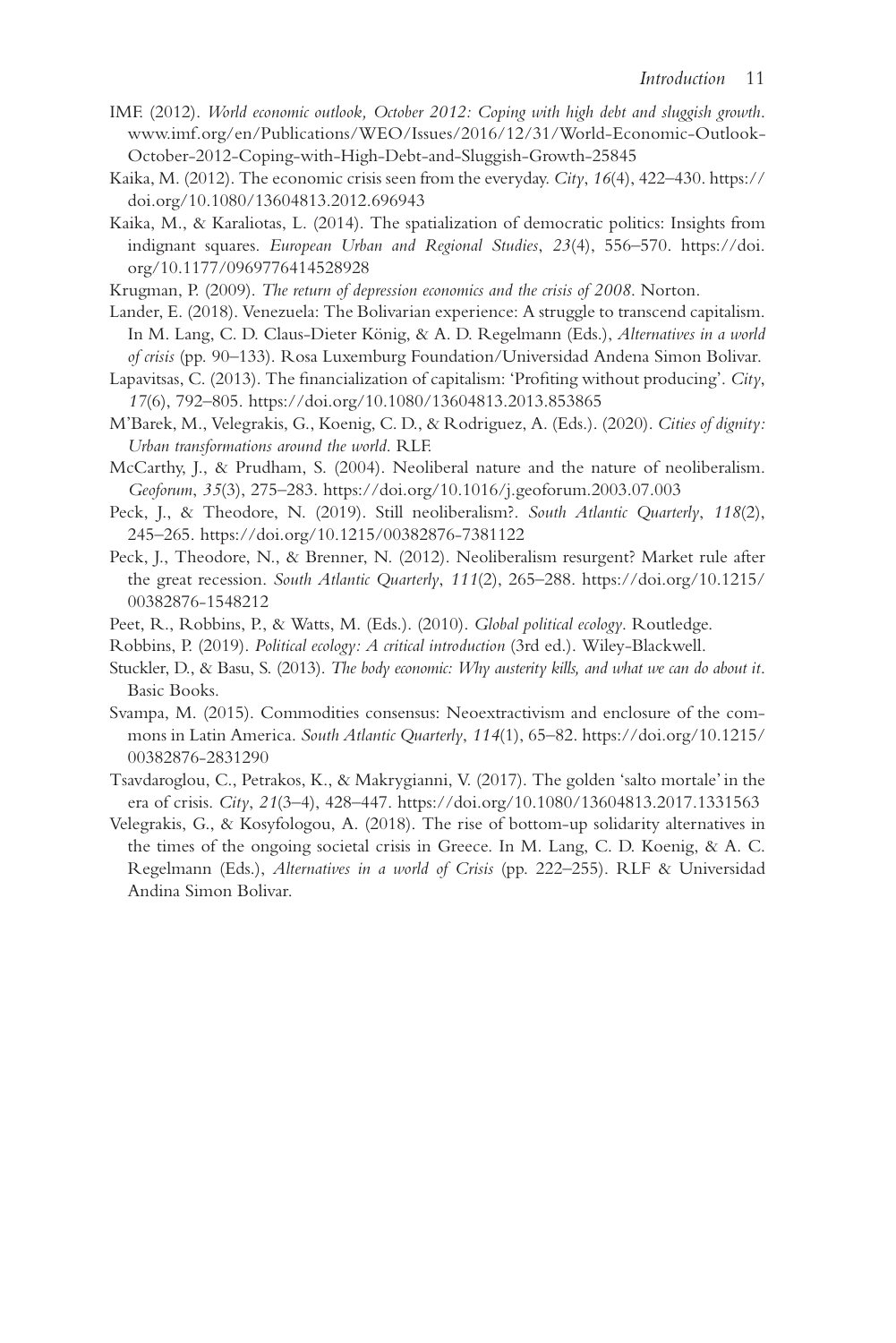IMF. (2012). *World economic outlook, October 2012: Coping with high debt and sluggish growth*. www.imf.org/en/Publications/WEO/Issues/2016/12/31/World-Economic-Outlook-October-2012-Coping-with-High-Debt-and-Sluggish-Growth-25845

Kaika, M. (2012). The economic crisis seen from the everyday. *City*, *16*(4), 422–430. https://doi.org/10.1080/13604813.2012.696943

Kaika, M., & Karaliotas, L. (2014). The spatialization of democratic politics: Insights from indignant squares. *European Urban and Regional Studies*, *23*(4), 556–570. https://doi.org/10.1177/0969776414528928

Krugman, P. (2009). *The return of depression economics and the crisis of 2008*. Norton.

Lander, E. (2018). Venezuela: The Bolivarian experience: A struggle to transcend capitalism. In M. Lang, C. D. Claus-Dieter König, & A. D. Regelmann (Eds.), *Alternatives in a world of crisis* (pp. 90–133). Rosa Luxemburg Foundation/Universidad Andena Simon Bolivar.

Lapavitsas, C. (2013). The financialization of capitalism: 'Profiting without producing'. *City*, *17*(6), 792–805. https://doi.org/10.1080/13604813.2013.853865

M'Barek, M., Velegrakis, G., Koenig, C. D., & Rodriguez, A. (Eds.). (2020). *Cities of dignity: Urban transformations around the world*. RLF.

McCarthy, J., & Prudham, S. (2004). Neoliberal nature and the nature of neoliberalism. *Geoforum*, *35*(3), 275–283. https://doi.org/10.1016/j.geoforum.2003.07.003

Peck, J., & Theodore, N. (2019). Still neoliberalism?. *South Atlantic Quarterly*, *118*(2), 245–265. https://doi.org/10.1215/00382876-7381122

Peck, J., Theodore, N., & Brenner, N. (2012). Neoliberalism resurgent? Market rule after the great recession. *South Atlantic Quarterly*, *111*(2), 265–288. https://doi.org/10.1215/00382876-1548212

Peet, R., Robbins, P., & Watts, M. (Eds.). (2010). *Global political ecology*. Routledge.

Robbins, P. (2019). *Political ecology: A critical introduction* (3rd ed.). Wiley-Blackwell.

Stuckler, D., & Basu, S. (2013). *The body economic: Why austerity kills, and what we can do about it*. Basic Books.

Svampa, M. (2015). Commodities consensus: Neoextractivism and enclosure of the commons in Latin America. *South Atlantic Quarterly*, *114*(1), 65–82. https://doi.org/10.1215/00382876-2831290

Tsavdaroglou, C., Petrakos, K., & Makrygianni, V. (2017). The golden 'salto mortale' in the era of crisis. *City*, *21*(3–4), 428–447. https://doi.org/10.1080/13604813.2017.1331563

Velegrakis, G., & Kosyfologou, A. (2018). The rise of bottom-up solidarity alternatives in the times of the ongoing societal crisis in Greece. In M. Lang, C. D. Koenig, & A. C. Regelmann (Eds.), *Alternatives in a world of Crisis* (pp. 222–255). RLF & Universidad Andina Simon Bolivar.